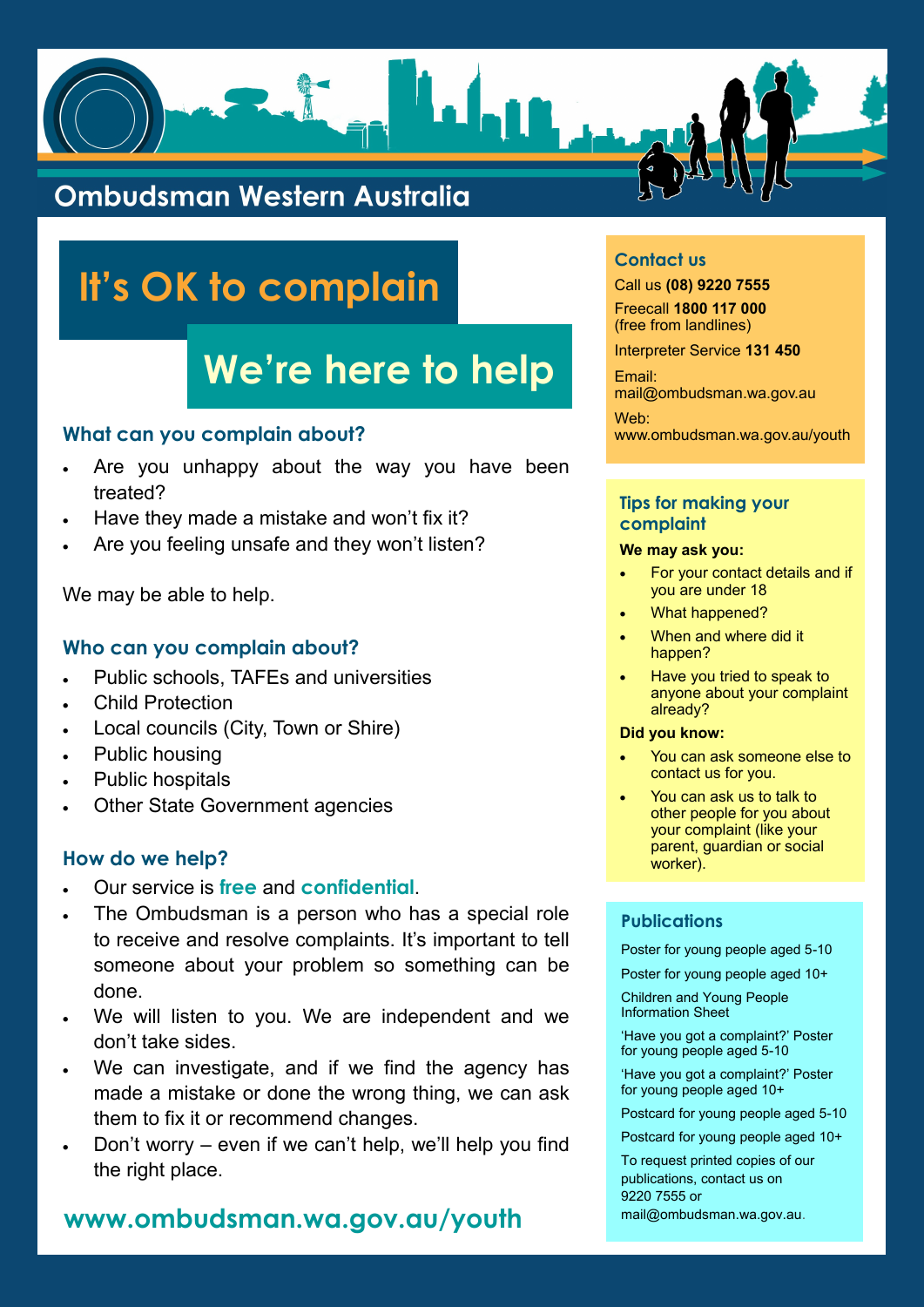# Ombudsman Western Australia

# It's OK to complain

# We're here to help

## What can you complain about?

- Are you unhappy about the way you have been treated?
- Have they made a mistake and won't fix it?
- Are you feeling unsafe and they won't listen?

We may be able to help.

## Who can you complain about?

- Public schools, TAFEs and universities
- Child Protection
- Local councils (City, Town or Shire)
- Public housing
- Public hospitals
- Other State Government agencies

## How do we help?

- Our service is **free** and **confidential**.
- The Ombudsman is a person who has a special role to receive and resolve complaints. It's important to tell someone about your problem so something can be done.
- We will listen to you. We are independent and we don't take sides.
- We can investigate, and if we find the agency has made a mistake or done the wrong thing, we can ask them to fix it or recommend changes.
- Don't worry – even if we can't help, we'll help you find the right place.

**www.ombudsman.wa.gov.au/youth**

## Contact us

Call us **(08) 9220 7555**

Freecall **1800 117 000** (free from landlines)

Interpreter Service **131 450**

Email: mail@ombudsman.wa.gov.au

Web: www.ombudsman.wa.gov.au/youth

## Tips for making your complaint

**We may ask you:**

- For your contact details and if you are under 18
- What happened?
- When and where did it happen?
- Have you tried to speak to anyone about your complaint already?

**Did you know:**

- You can ask someone else to contact us for you.
- You can ask us to talk to other people for you about your complaint (like your parent, guardian or social worker).

## Publications

Poster for young people aged 5-10

Poster for young people aged 10+

Children and Young People Information Sheet

'Have you got a complaint?' Poster for young people aged 5-10

'Have you got a complaint?' Poster for young people aged 10+

Postcard for young people aged 5-10

Postcard for young people aged 10+

To request printed copies of our publications, contact us on 9220 7555 or mail@ombudsman.wa.gov.au.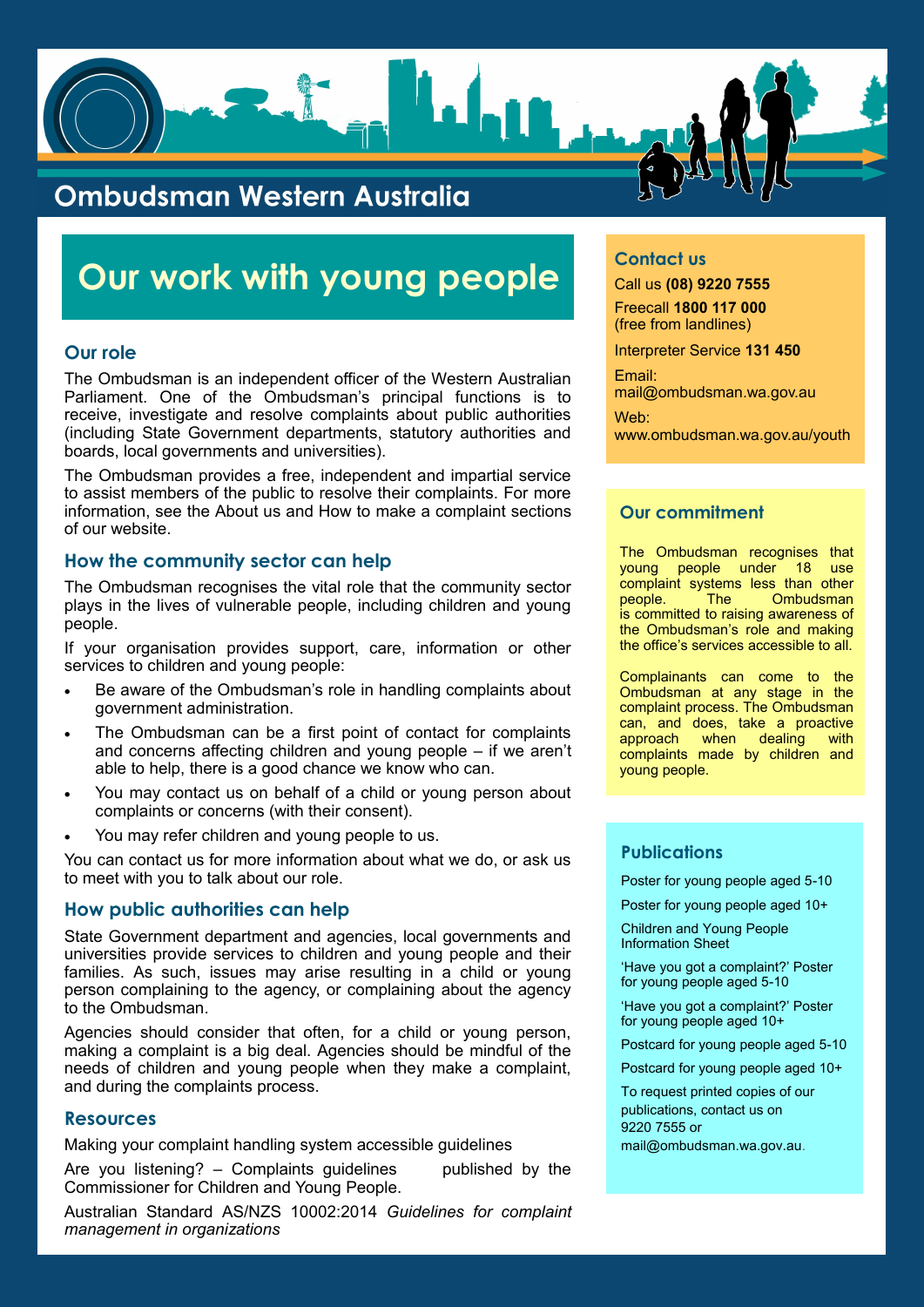## Ombudsman Western Australia

# Our work with young people

### Our role

The Ombudsman is an independent officer of the Western Australian Parliament. One of the Ombudsman's principal functions is to receive, investigate and resolve complaints about public authorities (including State Government departments, statutory authorities and boards, local governments and universities).

The Ombudsman provides a free, independent and impartial service to assist members of the public to resolve their complaints. For more information, see the About us and How to make a complaint sections of our website.

### How the community sector can help

The Ombudsman recognises the vital role that the community sector plays in the lives of vulnerable people, including children and young people.

If your organisation provides support, care, information or other services to children and young people:

- Be aware of the Ombudsman's role in handling complaints about government administration.
- The Ombudsman can be a first point of contact for complaints and concerns affecting children and young people – if we aren't able to help, there is a good chance we know who can.
- You may contact us on behalf of a child or young person about complaints or concerns (with their consent).
- You may refer children and young people to us.

You can contact us for more information about what we do, or ask us to meet with you to talk about our role.

### How public authorities can help

State Government department and agencies, local governments and universities provide services to children and young people and their families. As such, issues may arise resulting in a child or young person complaining to the agency, or complaining about the agency to the Ombudsman.

Agencies should consider that often, for a child or young person, making a complaint is a big deal. Agencies should be mindful of the needs of children and young people when they make a complaint, and during the complaints process.

### Resources

Making your complaint handling system accessible guidelines

Are you listening? – Complaints guidelines published by the Commissioner for Children and Young People.

Australian Standard AS/NZS 10002:2014 *Guidelines for complaint management in organizations*

### Contact us

Call us **(08) 9220 7555**

Freecall **1800 117 000** (free from landlines)

Interpreter Service **131 450**

Email: mail@ombudsman.wa.gov.au

Web: www.ombudsman.wa.gov.au/youth

### Our commitment

The Ombudsman recognises that young people under 18 use complaint systems less than other people. The Ombudsman is committed to raising awareness of the Ombudsman's role and making the office's services accessible to all.

Complainants can come to the Ombudsman at any stage in the complaint process. The Ombudsman can, and does, take a proactive approach when dealing with complaints made by children and young people.

### Publications

Poster for young people aged 5-10

Poster for young people aged 10+

Children and Young People Information Sheet

'Have you got a complaint?' Poster for young people aged 5-10

'Have you got a complaint?' Poster for young people aged 10+

Postcard for young people aged 5-10

Postcard for young people aged 10+

To request printed copies of our publications, contact us on 9220 7555 or mail@ombudsman.wa.gov.au.